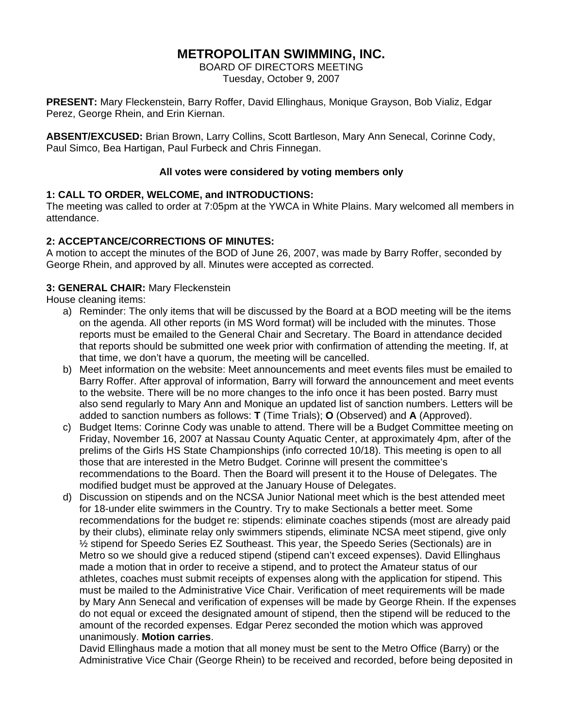# METROPOLITAN SWIMMING, INC.

BOARD OF DIRECTORS MEETING
Tuesday, October 9, 2007

**PRESENT:** Mary Fleckenstein, Barry Roffer, David Ellinghaus, Monique Grayson, Bob Vializ, Edgar Perez, George Rhein, and Erin Kiernan.

**ABSENT/EXCUSED:** Brian Brown, Larry Collins, Scott Bartleson, Mary Ann Senecal, Corinne Cody, Paul Simco, Bea Hartigan, Paul Furbeck and Chris Finnegan.

**All votes were considered by voting members only**

### 1: CALL TO ORDER, WELCOME, and INTRODUCTIONS:

The meeting was called to order at 7:05pm at the YWCA in White Plains. Mary welcomed all members in attendance.

### 2: ACCEPTANCE/CORRECTIONS OF MINUTES:

A motion to accept the minutes of the BOD of June 26, 2007, was made by Barry Roffer, seconded by George Rhein, and approved by all. Minutes were accepted as corrected.

### 3: GENERAL CHAIR: Mary Fleckenstein

House cleaning items:

a) Reminder: The only items that will be discussed by the Board at a BOD meeting will be the items on the agenda. All other reports (in MS Word format) will be included with the minutes. Those reports must be emailed to the General Chair and Secretary. The Board in attendance decided that reports should be submitted one week prior with confirmation of attending the meeting. If, at that time, we don't have a quorum, the meeting will be cancelled.

b) Meet information on the website: Meet announcements and meet events files must be emailed to Barry Roffer. After approval of information, Barry will forward the announcement and meet events to the website. There will be no more changes to the info once it has been posted. Barry must also send regularly to Mary Ann and Monique an updated list of sanction numbers. Letters will be added to sanction numbers as follows: **T** (Time Trials); **O** (Observed) and **A** (Approved).

c) Budget Items: Corinne Cody was unable to attend. There will be a Budget Committee meeting on Friday, November 16, 2007 at Nassau County Aquatic Center, at approximately 4pm, after of the prelims of the Girls HS State Championships (info corrected 10/18). This meeting is open to all those that are interested in the Metro Budget. Corinne will present the committee's recommendations to the Board. Then the Board will present it to the House of Delegates. The modified budget must be approved at the January House of Delegates.

d) Discussion on stipends and on the NCSA Junior National meet which is the best attended meet for 18-under elite swimmers in the Country. Try to make Sectionals a better meet. Some recommendations for the budget re: stipends: eliminate coaches stipends (most are already paid by their clubs), eliminate relay only swimmers stipends, eliminate NCSA meet stipend, give only ½ stipend for Speedo Series EZ Southeast. This year, the Speedo Series (Sectionals) are in Metro so we should give a reduced stipend (stipend can't exceed expenses). David Ellinghaus made a motion that in order to receive a stipend, and to protect the Amateur status of our athletes, coaches must submit receipts of expenses along with the application for stipend. This must be mailed to the Administrative Vice Chair. Verification of meet requirements will be made by Mary Ann Senecal and verification of expenses will be made by George Rhein. If the expenses do not equal or exceed the designated amount of stipend, then the stipend will be reduced to the amount of the recorded expenses. Edgar Perez seconded the motion which was approved unanimously. **Motion carries**.

   David Ellinghaus made a motion that all money must be sent to the Metro Office (Barry) or the Administrative Vice Chair (George Rhein) to be received and recorded, before being deposited in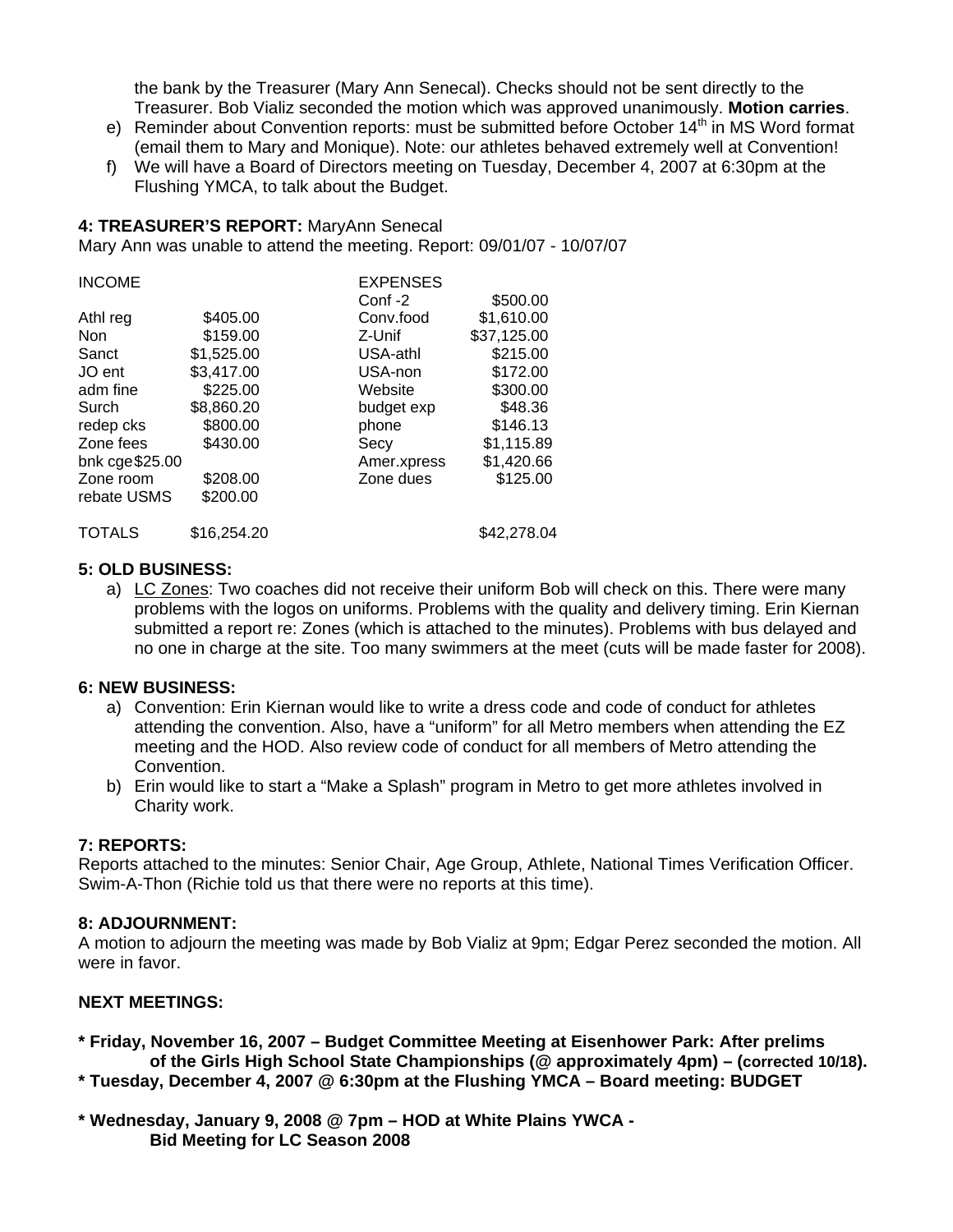the bank by the Treasurer (Mary Ann Senecal). Checks should not be sent directly to the Treasurer. Bob Vializ seconded the motion which was approved unanimously. **Motion carries**.

e) Reminder about Convention reports: must be submitted before October 14th in MS Word format (email them to Mary and Monique). Note: our athletes behaved extremely well at Convention!
f) We will have a Board of Directors meeting on Tuesday, December 4, 2007 at 6:30pm at the Flushing YMCA, to talk about the Budget.

**4: TREASURER'S REPORT:** MaryAnn Senecal

Mary Ann was unable to attend the meeting. Report: 09/01/07 - 10/07/07

| INCOME | | EXPENSES | |
|---|---|---|---|
| | | Conf -2 | $500.00 |
| Athl reg | $405.00 | Conv.food | $1,610.00 |
| Non | $159.00 | Z-Unif | $37,125.00 |
| Sanct | $1,525.00 | USA-athl | $215.00 |
| JO ent | $3,417.00 | USA-non | $172.00 |
| adm fine | $225.00 | Website | $300.00 |
| Surch | $8,860.20 | budget exp | $48.36 |
| redep cks | $800.00 | phone | $146.13 |
| Zone fees | $430.00 | Secy | $1,115.89 |
| bnk cge | $25.00 | Amer.xpress | $1,420.66 |
| Zone room | $208.00 | Zone dues | $125.00 |
| rebate USMS | $200.00 | | |
| TOTALS | $16,254.20 | | $42,278.04 |

**5: OLD BUSINESS:**

a) LC Zones: Two coaches did not receive their uniform Bob will check on this. There were many problems with the logos on uniforms. Problems with the quality and delivery timing. Erin Kiernan submitted a report re: Zones (which is attached to the minutes). Problems with bus delayed and no one in charge at the site. Too many swimmers at the meet (cuts will be made faster for 2008).

**6: NEW BUSINESS:**

a) Convention: Erin Kiernan would like to write a dress code and code of conduct for athletes attending the convention. Also, have a "uniform" for all Metro members when attending the EZ meeting and the HOD. Also review code of conduct for all members of Metro attending the Convention.
b) Erin would like to start a "Make a Splash" program in Metro to get more athletes involved in Charity work.

**7: REPORTS:**

Reports attached to the minutes: Senior Chair, Age Group, Athlete, National Times Verification Officer. Swim-A-Thon (Richie told us that there were no reports at this time).

**8: ADJOURNMENT:**

A motion to adjourn the meeting was made by Bob Vializ at 9pm; Edgar Perez seconded the motion. All were in favor.

**NEXT MEETINGS:**

**\* Friday, November 16, 2007 – Budget Committee Meeting at Eisenhower Park: After prelims of the Girls High School State Championships (@ approximately 4pm) – (corrected 10/18).**
**\* Tuesday, December 4, 2007 @ 6:30pm at the Flushing YMCA – Board meeting: BUDGET**

**\* Wednesday, January 9, 2008 @ 7pm – HOD at White Plains YWCA - Bid Meeting for LC Season 2008**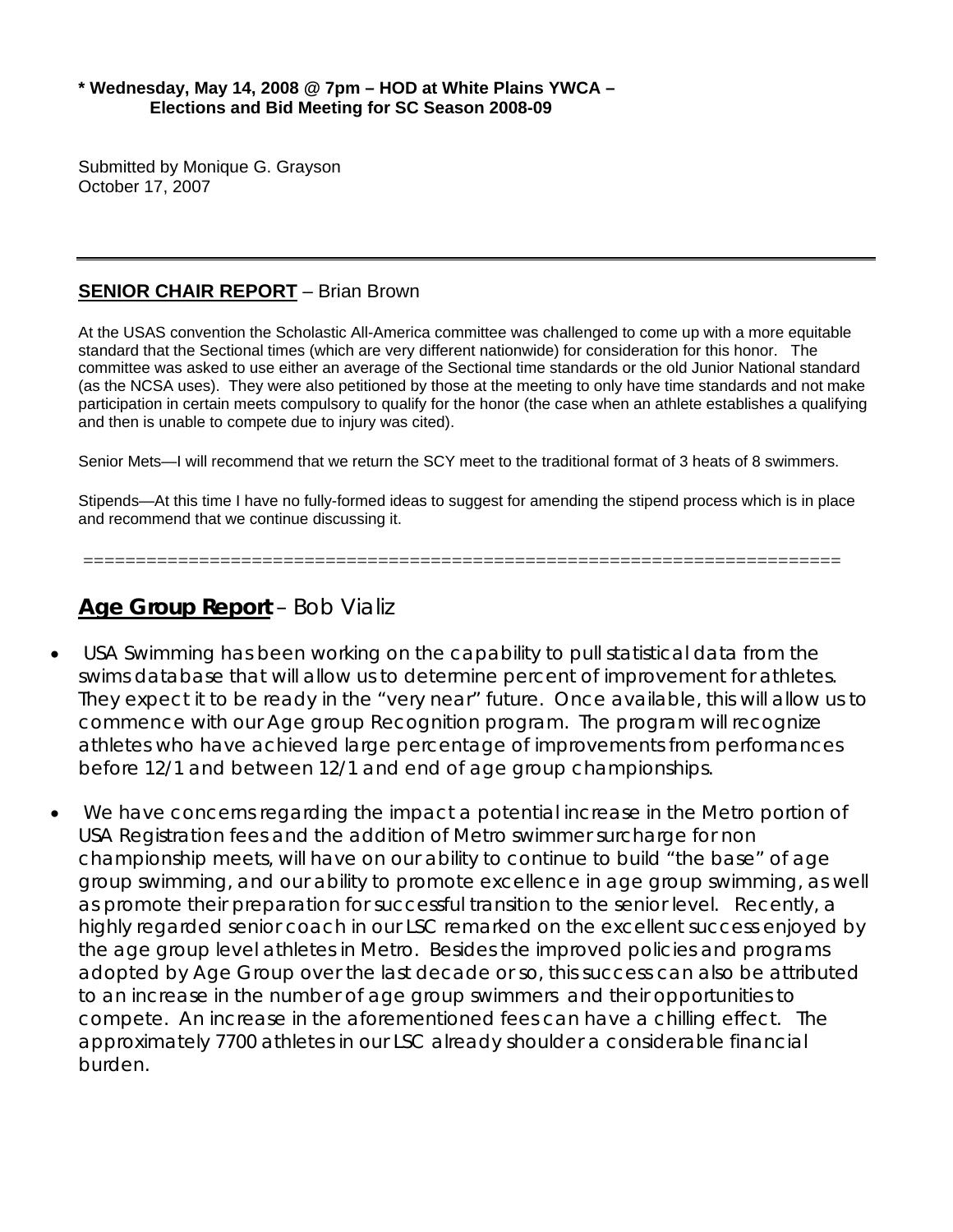**\* Wednesday, May 14, 2008 @ 7pm – HOD at White Plains YWCA – Elections and Bid Meeting for SC Season 2008-09**

Submitted by Monique G. Grayson
October 17, 2007

---

## **SENIOR CHAIR REPORT** – Brian Brown

At the USAS convention the Scholastic All-America committee was challenged to come up with a more equitable standard that the Sectional times (which are very different nationwide) for consideration for this honor. The committee was asked to use either an average of the Sectional time standards or the old Junior National standard (as the NCSA uses). They were also petitioned by those at the meeting to only have time standards and not make participation in certain meets compulsory to qualify for the honor (the case when an athlete establishes a qualifying and then is unable to compete due to injury was cited).

Senior Mets—I will recommend that we return the SCY meet to the traditional format of 3 heats of 8 swimmers.

Stipends—At this time I have no fully-formed ideas to suggest for amending the stipend process which is in place and recommend that we continue discussing it.

========================================================================

## **Age Group Report** – Bob Vializ

- USA Swimming has been working on the capability to pull statistical data from the swims database that will allow us to determine percent of improvement for athletes. They expect it to be ready in the "very near" future. Once available, this will allow us to commence with our Age group Recognition program. The program will recognize athletes who have achieved large percentage of improvements from performances before 12/1 and between 12/1 and end of age group championships.

- We have concerns regarding the impact a potential increase in the Metro portion of USA Registration fees and the addition of Metro swimmer surcharge for non championship meets, will have on our ability to continue to build "the base" of age group swimming, and our ability to promote excellence in age group swimming, as well as promote their preparation for successful transition to the senior level. Recently, a highly regarded senior coach in our LSC remarked on the excellent success enjoyed by the age group level athletes in Metro. Besides the improved policies and programs adopted by Age Group over the last decade or so, this success can also be attributed to an increase in the number of age group swimmers and their opportunities to compete. An increase in the aforementioned fees can have a chilling effect. The approximately 7700 athletes in our LSC already shoulder a considerable financial burden.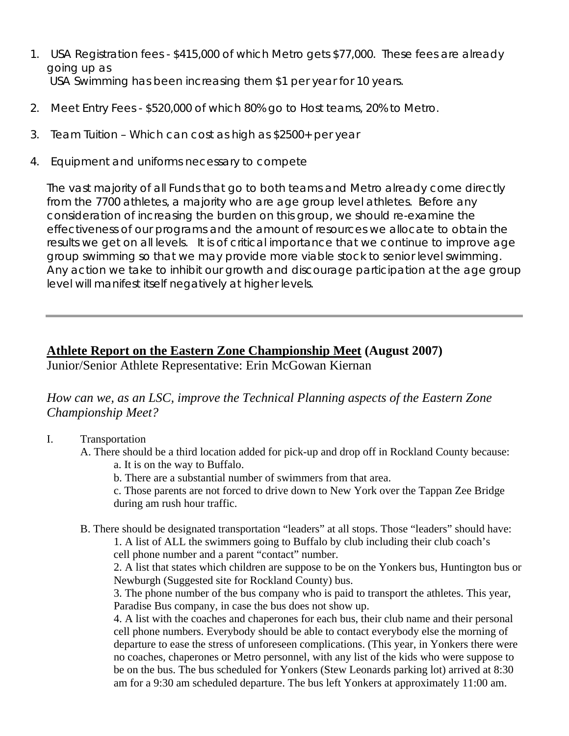1. USA Registration fees - $415,000 of which Metro gets $77,000. These fees are already going up as USA Swimming has been increasing them $1 per year for 10 years.

2. Meet Entry Fees - $520,000 of which 80% go to Host teams, 20% to Metro.

3. Team Tuition – Which can cost as high as $2500+ per year

4. Equipment and uniforms necessary to compete

The vast majority of all Funds that go to both teams and Metro already come directly from the 7700 athletes, a majority who are age group level athletes. Before any consideration of increasing the burden on this group, we should re-examine the effectiveness of our programs and the amount of resources we allocate to obtain the results we get on all levels. It is of critical importance that we continue to improve age group swimming so that we may provide more viable stock to senior level swimming. Any action we take to inhibit our growth and discourage participation at the age group level will manifest itself negatively at higher levels.

---

**Athlete Report on the Eastern Zone Championship Meet (August 2007)**

Junior/Senior Athlete Representative: Erin McGowan Kiernan

*How can we, as an LSC, improve the Technical Planning aspects of the Eastern Zone Championship Meet?*

I. Transportation

A. There should be a third location added for pick-up and drop off in Rockland County because:

a. It is on the way to Buffalo.

b. There are a substantial number of swimmers from that area.

c. Those parents are not forced to drive down to New York over the Tappan Zee Bridge during am rush hour traffic.

B. There should be designated transportation "leaders" at all stops. Those "leaders" should have:

1. A list of ALL the swimmers going to Buffalo by club including their club coach's cell phone number and a parent "contact" number.

2. A list that states which children are suppose to be on the Yonkers bus, Huntington bus or Newburgh (Suggested site for Rockland County) bus.

3. The phone number of the bus company who is paid to transport the athletes. This year, Paradise Bus company, in case the bus does not show up.

4. A list with the coaches and chaperones for each bus, their club name and their personal cell phone numbers. Everybody should be able to contact everybody else the morning of departure to ease the stress of unforeseen complications. (This year, in Yonkers there were no coaches, chaperones or Metro personnel, with any list of the kids who were suppose to be on the bus. The bus scheduled for Yonkers (Stew Leonards parking lot) arrived at 8:30 am for a 9:30 am scheduled departure. The bus left Yonkers at approximately 11:00 am.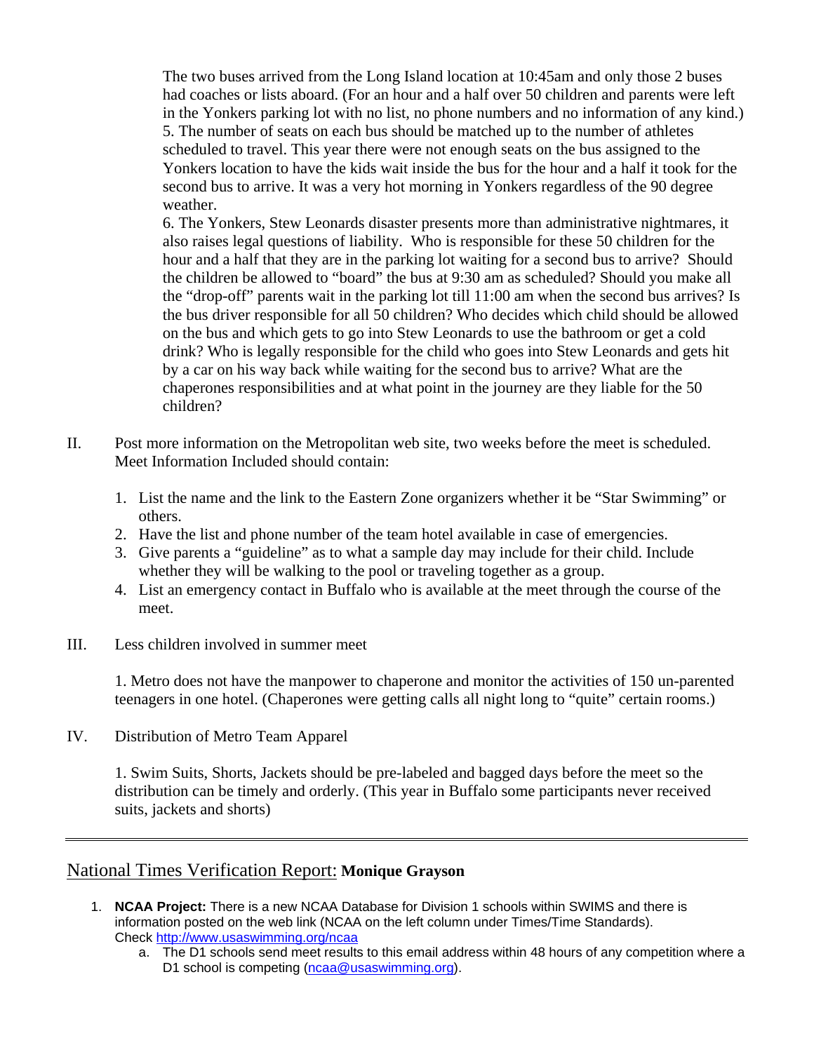The two buses arrived from the Long Island location at 10:45am and only those 2 buses had coaches or lists aboard. (For an hour and a half over 50 children and parents were left in the Yonkers parking lot with no list, no phone numbers and no information of any kind.)

5. The number of seats on each bus should be matched up to the number of athletes scheduled to travel. This year there were not enough seats on the bus assigned to the Yonkers location to have the kids wait inside the bus for the hour and a half it took for the second bus to arrive. It was a very hot morning in Yonkers regardless of the 90 degree weather.

6. The Yonkers, Stew Leonards disaster presents more than administrative nightmares, it also raises legal questions of liability. Who is responsible for these 50 children for the hour and a half that they are in the parking lot waiting for a second bus to arrive? Should the children be allowed to "board" the bus at 9:30 am as scheduled? Should you make all the "drop-off" parents wait in the parking lot till 11:00 am when the second bus arrives? Is the bus driver responsible for all 50 children? Who decides which child should be allowed on the bus and which gets to go into Stew Leonards to use the bathroom or get a cold drink? Who is legally responsible for the child who goes into Stew Leonards and gets hit by a car on his way back while waiting for the second bus to arrive? What are the chaperones responsibilities and at what point in the journey are they liable for the 50 children?

II. Post more information on the Metropolitan web site, two weeks before the meet is scheduled. Meet Information Included should contain:

1. List the name and the link to the Eastern Zone organizers whether it be "Star Swimming" or others.
2. Have the list and phone number of the team hotel available in case of emergencies.
3. Give parents a "guideline" as to what a sample day may include for their child. Include whether they will be walking to the pool or traveling together as a group.
4. List an emergency contact in Buffalo who is available at the meet through the course of the meet.

III. Less children involved in summer meet

1. Metro does not have the manpower to chaperone and monitor the activities of 150 un-parented teenagers in one hotel. (Chaperones were getting calls all night long to "quite" certain rooms.)

IV. Distribution of Metro Team Apparel

1. Swim Suits, Shorts, Jackets should be pre-labeled and bagged days before the meet so the distribution can be timely and orderly. (This year in Buffalo some participants never received suits, jackets and shorts)

---

## National Times Verification Report: **Monique Grayson**

1. **NCAA Project:** There is a new NCAA Database for Division 1 schools within SWIMS and there is information posted on the web link (NCAA on the left column under Times/Time Standards). Check http://www.usaswimming.org/ncaa
   a. The D1 schools send meet results to this email address within 48 hours of any competition where a D1 school is competing (ncaa@usaswimming.org).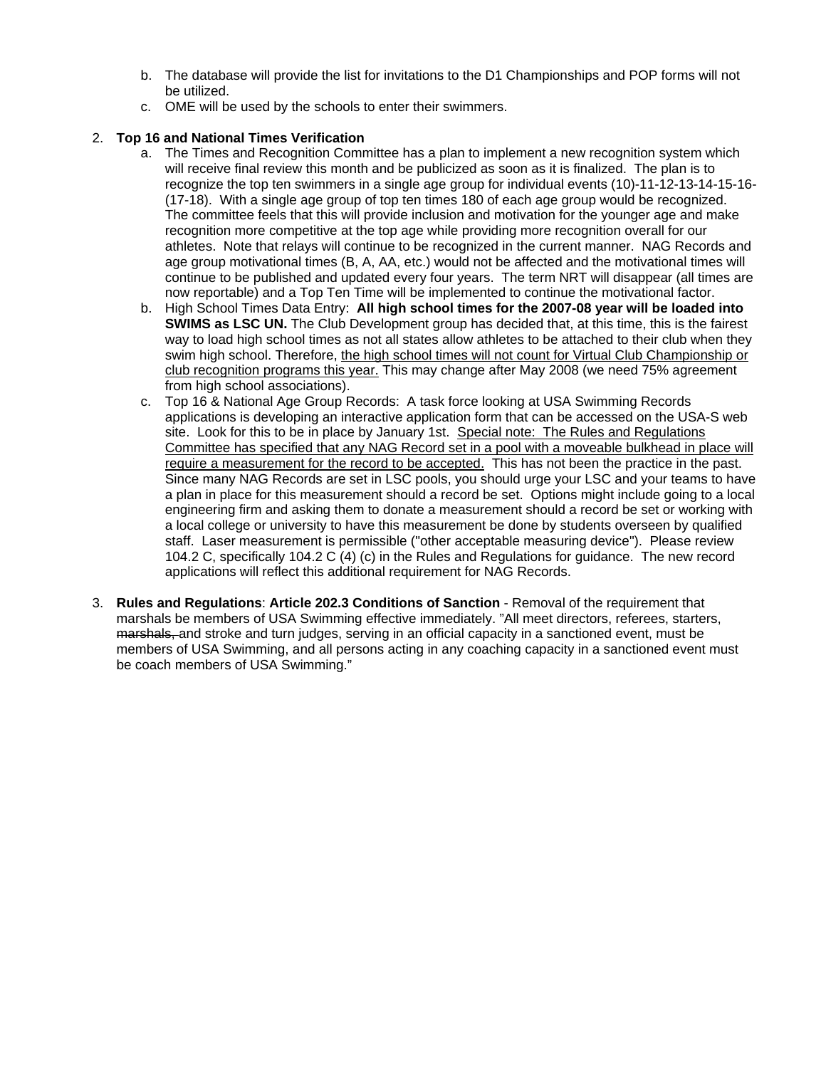b. The database will provide the list for invitations to the D1 Championships and POP forms will not be utilized.
   c. OME will be used by the schools to enter their swimmers.

2. **Top 16 and National Times Verification**
   a. The Times and Recognition Committee has a plan to implement a new recognition system which will receive final review this month and be publicized as soon as it is finalized. The plan is to recognize the top ten swimmers in a single age group for individual events (10)-11-12-13-14-15-16-(17-18). With a single age group of top ten times 180 of each age group would be recognized. The committee feels that this will provide inclusion and motivation for the younger age and make recognition more competitive at the top age while providing more recognition overall for our athletes. Note that relays will continue to be recognized in the current manner. NAG Records and age group motivational times (B, A, AA, etc.) would not be affected and the motivational times will continue to be published and updated every four years. The term NRT will disappear (all times are now reportable) and a Top Ten Time will be implemented to continue the motivational factor.
   b. High School Times Data Entry: **All high school times for the 2007-08 year will be loaded into SWIMS as LSC UN.** The Club Development group has decided that, at this time, this is the fairest way to load high school times as not all states allow athletes to be attached to their club when they swim high school. Therefore, <u>the high school times will not count for Virtual Club Championship or club recognition programs this year.</u> This may change after May 2008 (we need 75% agreement from high school associations).
   c. Top 16 & National Age Group Records: A task force looking at USA Swimming Records applications is developing an interactive application form that can be accessed on the USA-S web site. Look for this to be in place by January 1st. <u>Special note: The Rules and Regulations Committee has specified that any NAG Record set in a pool with a moveable bulkhead in place will require a measurement for the record to be accepted.</u> This has not been the practice in the past. Since many NAG Records are set in LSC pools, you should urge your LSC and your teams to have a plan in place for this measurement should a record be set. Options might include going to a local engineering firm and asking them to donate a measurement should a record be set or working with a local college or university to have this measurement be done by students overseen by qualified staff. Laser measurement is permissible ("other acceptable measuring device"). Please review 104.2 C, specifically 104.2 C (4) (c) in the Rules and Regulations for guidance. The new record applications will reflect this additional requirement for NAG Records.

3. **Rules and Regulations**: **Article 202.3 Conditions of Sanction** - Removal of the requirement that marshals be members of USA Swimming effective immediately. "All meet directors, referees, starters, ~~marshals,~~ and stroke and turn judges, serving in an official capacity in a sanctioned event, must be members of USA Swimming, and all persons acting in any coaching capacity in a sanctioned event must be coach members of USA Swimming."